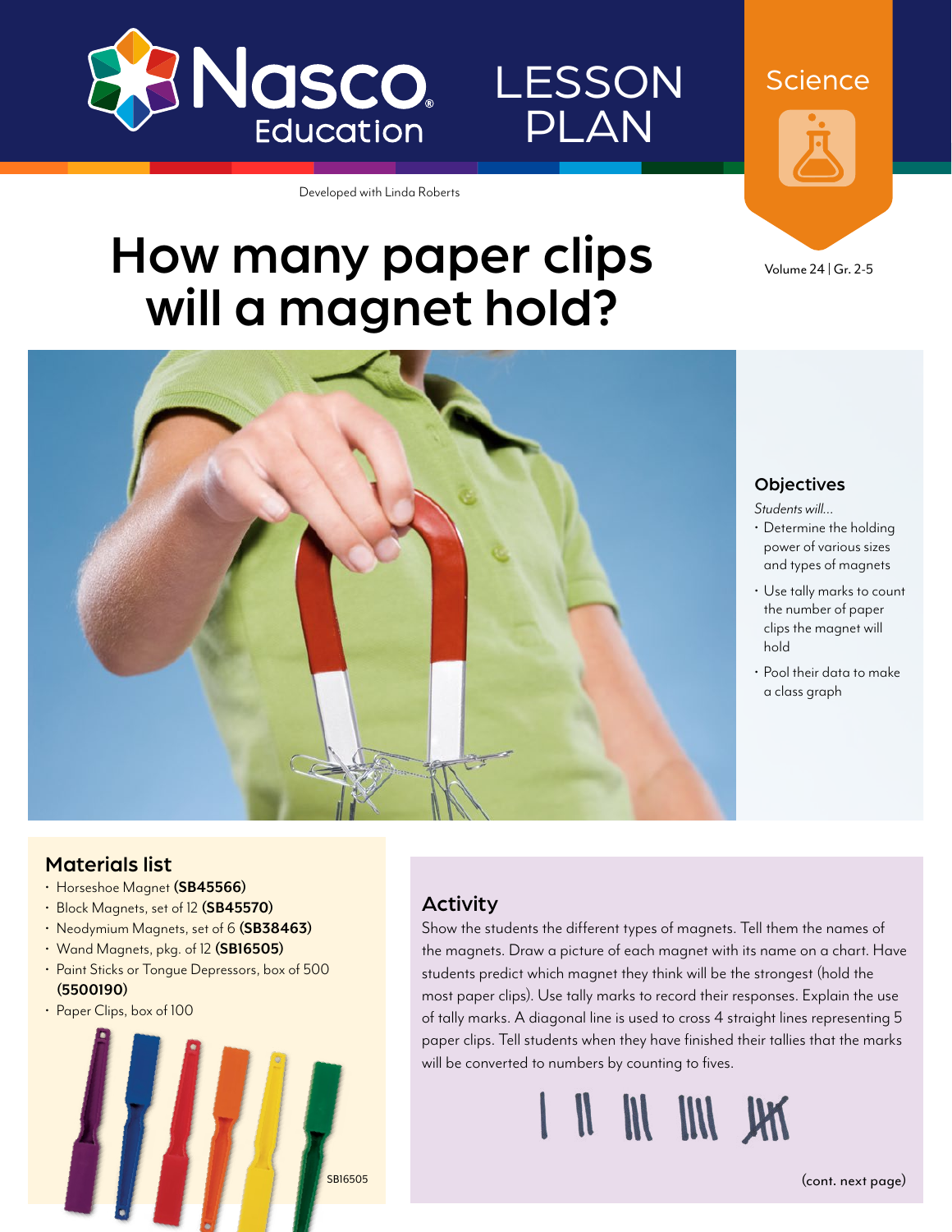Nasco Education

LESSON PLAN

Science

Developed with Linda Roberts

Volume 24 | Gr. 2-5

# How many paper clips will a magnet hold?

## Objectives

*Students will...*

- Determine the holding power of various sizes and types of magnets
- Use tally marks to count the number of paper clips the magnet will hold
- Pool their data to make a class graph

## Materials list

- Horseshoe Magnet **(SB45566)**
- Block Magnets, set of 12 **(SB45570)**
- Neodymium Magnets, set of 6 **(SB38463)**
- Wand Magnets, pkg. of 12 **(SB16505)**
- Paint Sticks or Tongue Depressors, box of 500 **(5500190)**
- Paper Clips, box of 100

SB16505

## Activity

Show the students the different types of magnets. Tell them the names of the magnets. Draw a picture of each magnet with its name on a chart. Have students predict which magnet they think will be the strongest (hold the most paper clips). Use tally marks to record their responses. Explain the use of tally marks. A diagonal line is used to cross 4 straight lines representing 5 paper clips. Tell students when they have finished their tallies that the marks will be converted to numbers by counting to fives.

(cont. next page)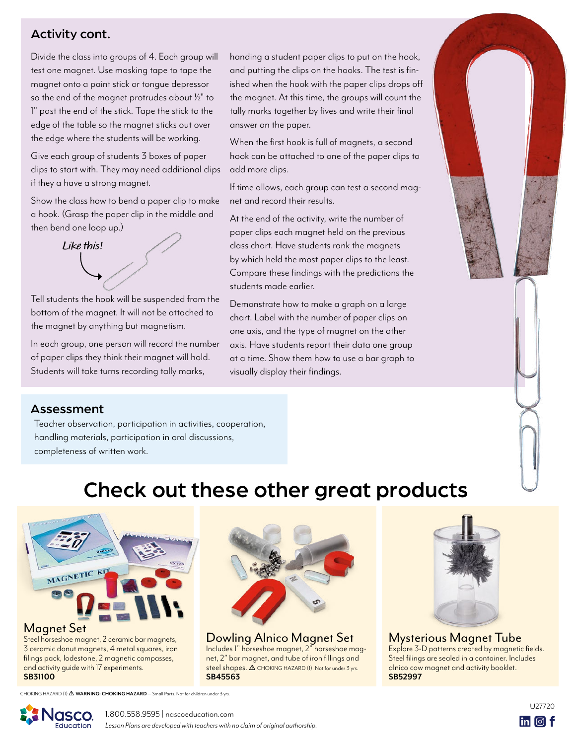## Activity cont.

Divide the class into groups of 4. Each group will test one magnet. Use masking tape to tape the magnet onto a paint stick or tongue depressor so the end of the magnet protrudes about ½" to 1" past the end of the stick. Tape the stick to the edge of the table so the magnet sticks out over the edge where the students will be working.

Give each group of students 3 boxes of paper clips to start with. They may need additional clips if they a have a strong magnet.

Show the class how to bend a paper clip to make a hook. (Grasp the paper clip in the middle and then bend one loop up.)

*Like this!*

Tell students the hook will be suspended from the bottom of the magnet. It will not be attached to the magnet by anything but magnetism.

In each group, one person will record the number of paper clips they think their magnet will hold. Students will take turns recording tally marks, handing a student paper clips to put on the hook, and putting the clips on the hooks. The test is finished when the hook with the paper clips drops off the magnet. At this time, the groups will count the tally marks together by fives and write their final answer on the paper.

When the first hook is full of magnets, a second hook can be attached to one of the paper clips to add more clips.

If time allows, each group can test a second magnet and record their results.

At the end of the activity, write the number of paper clips each magnet held on the previous class chart. Have students rank the magnets by which held the most paper clips to the least. Compare these findings with the predictions the students made earlier.

Demonstrate how to make a graph on a large chart. Label with the number of paper clips on one axis, and the type of magnet on the other axis. Have students report their data one group at a time. Show them how to use a bar graph to visually display their findings.

## Assessment

Teacher observation, participation in activities, cooperation, handling materials, participation in oral discussions, completeness of written work.

# Check out these other great products

### Magnet Set

Steel horseshoe magnet, 2 ceramic bar magnets, 3 ceramic donut magnets, 4 metal squares, iron filings pack, lodestone, 2 magnetic compasses, and activity guide with 17 experiments.
**SB31100**

### Dowling Alnico Magnet Set

Includes 1" horseshoe magnet, 2" horseshoe magnet, 2" bar magnet, and tube of iron fillings and steel shapes. ⚠ CHOKING HAZARD (1). Not for under 3 yrs.
**SB45563**

### Mysterious Magnet Tube

Explore 3-D patterns created by magnetic fields. Steel filings are sealed in a container. Includes alnico cow magnet and activity booklet.
**SB52997**

CHOKING HAZARD (1) ⚠ **WARNING: CHOKING HAZARD** — Small Parts. Not for children under 3 yrs.

Nasco Education

1.800.558.9595 | nascoeducation.com

*Lesson Plans are developed with teachers with no claim of original authorship.*

U27720